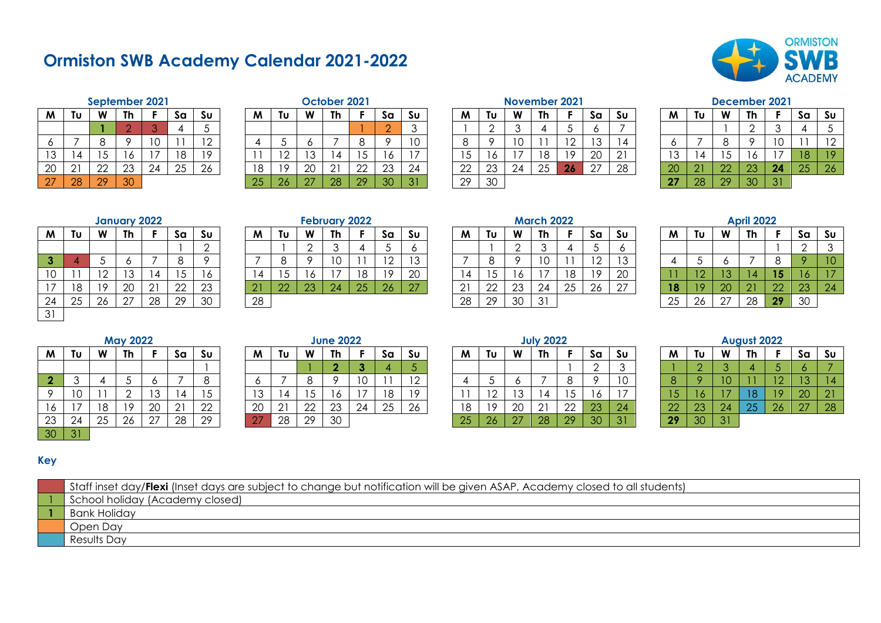# Ormiston SWB Academy Calendar 2021-2022

### September 2021

| M | Tu | W | Th | F | Sa | Su |
|---|---|---|---|---|---|---|
| | | **1** | 2 | 3 | 4 | 5 |
| 6 | 7 | 8 | 9 | 10 | 11 | 12 |
| 13 | 14 | 15 | 16 | 17 | 18 | 19 |
| 20 | 21 | 22 | 23 | 24 | 25 | 26 |
| 27 | 28 | 29 | 30 | | | |

### October 2021

| M | Tu | W | Th | F | Sa | Su |
|---|---|---|---|---|---|---|
| | | | | 1 | 2 | 3 |
| 4 | 5 | 6 | 7 | 8 | 9 | 10 |
| 11 | 12 | 13 | 14 | 15 | 16 | 17 |
| 18 | 19 | 20 | 21 | 22 | 23 | 24 |
| 25 | 26 | 27 | 28 | 29 | 30 | 31 |

### November 2021

| M | Tu | W | Th | F | Sa | Su |
|---|---|---|---|---|---|---|
| 1 | 2 | 3 | 4 | 5 | 6 | 7 |
| 8 | 9 | 10 | 11 | 12 | 13 | 14 |
| 15 | 16 | 17 | 18 | 19 | 20 | 21 |
| 22 | 23 | 24 | 25 | **26** | 27 | 28 |
| 29 | 30 | | | | | |

### December 2021

| M | Tu | W | Th | F | Sa | Su |
|---|---|---|---|---|---|---|
| | | 1 | 2 | 3 | 4 | 5 |
| 6 | 7 | 8 | 9 | 10 | 11 | 12 |
| 13 | 14 | 15 | 16 | 17 | 18 | 19 |
| 20 | 21 | 22 | 23 | **24** | 25 | 26 |
| **27** | 28 | 29 | 30 | 31 | | |

### January 2022

| M | Tu | W | Th | F | Sa | Su |
|---|---|---|---|---|---|---|
| | | | | | 1 | 2 |
| **3** | 4 | 5 | 6 | 7 | 8 | 9 |
| 10 | 11 | 12 | 13 | 14 | 15 | 16 |
| 17 | 18 | 19 | 20 | 21 | 22 | 23 |
| 24 | 25 | 26 | 27 | 28 | 29 | 30 |
| 31 | | | | | | |

### February 2022

| M | Tu | W | Th | F | Sa | Su |
|---|---|---|---|---|---|---|
| | 1 | 2 | 3 | 4 | 5 | 6 |
| 7 | 8 | 9 | 10 | 11 | 12 | 13 |
| 14 | 15 | 16 | 17 | 18 | 19 | 20 |
| 21 | 22 | 23 | 24 | 25 | 26 | 27 |
| 28 | | | | | | |

### March 2022

| M | Tu | W | Th | F | Sa | Su |
|---|---|---|---|---|---|---|
| | 1 | 2 | 3 | 4 | 5 | 6 |
| 7 | 8 | 9 | 10 | 11 | 12 | 13 |
| 14 | 15 | 16 | 17 | 18 | 19 | 20 |
| 21 | 22 | 23 | 24 | 25 | 26 | 27 |
| 28 | 29 | 30 | 31 | | | |

### April 2022

| M | Tu | W | Th | F | Sa | Su |
|---|---|---|---|---|---|---|
| | | | | 1 | 2 | 3 |
| 4 | 5 | 6 | 7 | 8 | 9 | 10 |
| 11 | 12 | 13 | 14 | **15** | 16 | 17 |
| **18** | 19 | 20 | 21 | 22 | 23 | 24 |
| 25 | 26 | 27 | 28 | **29** | 30 | |

### May 2022

| M | Tu | W | Th | F | Sa | Su |
|---|---|---|---|---|---|---|
| | | | | | | 1 |
| **2** | 3 | 4 | 5 | 6 | 7 | 8 |
| 9 | 10 | 11 | 2 | 13 | 14 | 15 |
| 16 | 17 | 18 | 19 | 20 | 21 | 22 |
| 23 | 24 | 25 | 26 | 27 | 28 | 29 |
| 30 | 31 | | | | | |

### June 2022

| M | Tu | W | Th | F | Sa | Su |
|---|---|---|---|---|---|---|
| | | 1 | **2** | **3** | 4 | 5 |
| 6 | 7 | 8 | 9 | 10 | 11 | 12 |
| 13 | 14 | 15 | 16 | 17 | 18 | 19 |
| 20 | 21 | 22 | 23 | 24 | 25 | 26 |
| 27 | 28 | 29 | 30 | | | |

### July 2022

| M | Tu | W | Th | F | Sa | Su |
|---|---|---|---|---|---|---|
| | | | | 1 | 2 | 3 |
| 4 | 5 | 6 | 7 | 8 | 9 | 10 |
| 11 | 12 | 13 | 14 | 15 | 16 | 17 |
| 18 | 19 | 20 | 21 | 22 | 23 | 24 |
| 25 | 26 | 27 | 28 | 29 | 30 | 31 |

### August 2022

| M | Tu | W | Th | F | Sa | Su |
|---|---|---|---|---|---|---|
| 1 | 2 | 3 | 4 | 5 | 6 | 7 |
| 8 | 9 | 10 | 11 | 12 | 13 | 14 |
| 15 | 16 | 17 | 18 | 19 | 20 | 21 |
| 22 | 23 | 24 | 25 | 26 | 27 | 28 |
| **29** | 30 | 31 | | | | |

## Key

| | |
|---|---|
| | Staff inset day/**Flexi** (Inset days are subject to change but notification will be given ASAP, Academy closed to all students) |
| 1 | School holiday (Academy closed) |
| **1** | Bank Holiday |
| | Open Day |
| | Results Day |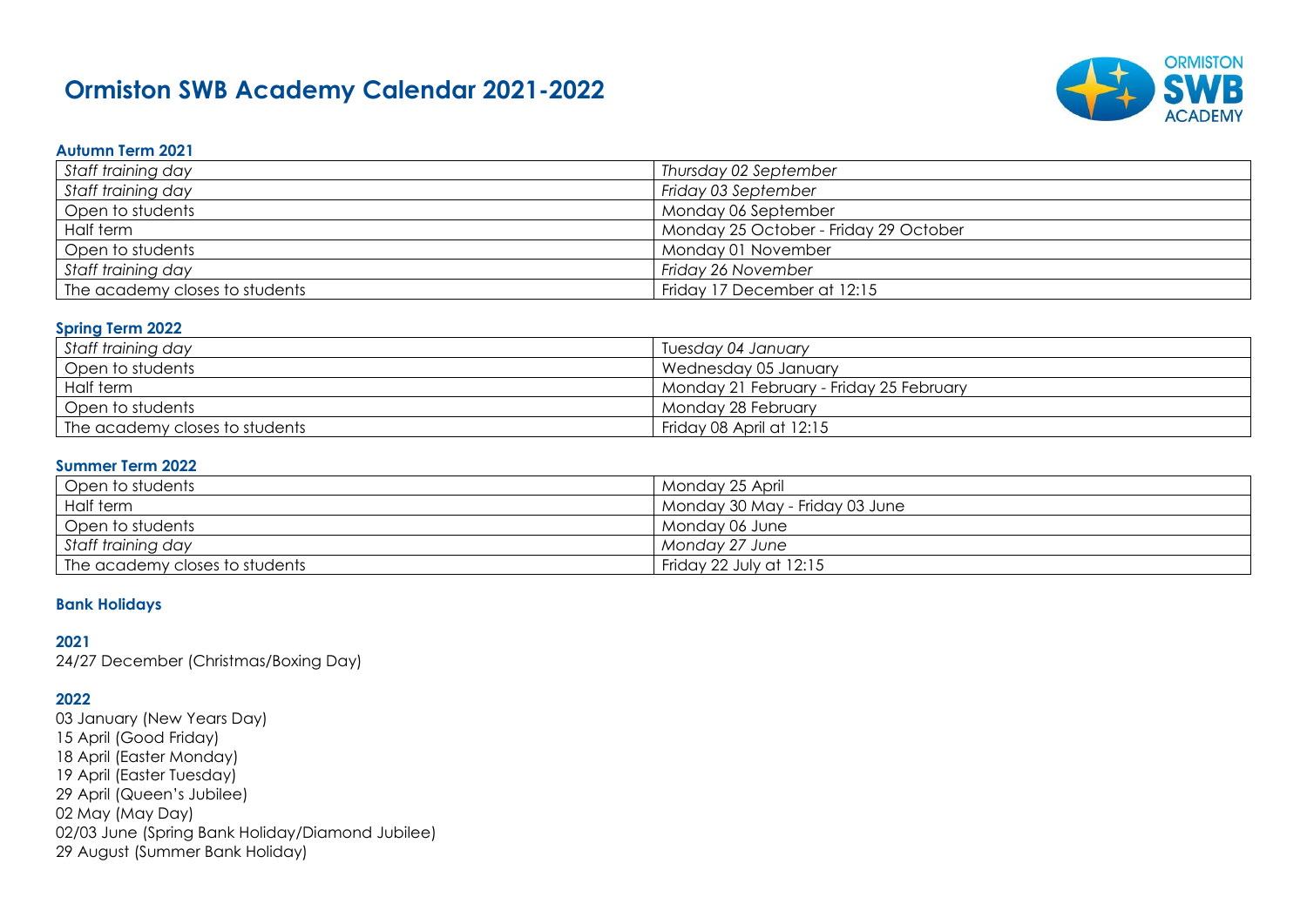// Ormiston SWB Academy Calendar 2021-2022

# Ormiston SWB Academy Calendar 2021-2022

### Autumn Term 2021

| | |
|---|---|
| *Staff training day* | *Thursday 02 September* |
| *Staff training day* | *Friday 03 September* |
| Open to students | Monday 06 September |
| Half term | Monday 25 October - Friday 29 October |
| Open to students | Monday 01 November |
| *Staff training day* | *Friday 26 November* |
| The academy closes to students | Friday 17 December at 12:15 |

### Spring Term 2022

| | |
|---|---|
| *Staff training day* | *Tuesday 04 January* |
| Open to students | Wednesday 05 January |
| Half term | Monday 21 February - Friday 25 February |
| Open to students | Monday 28 February |
| The academy closes to students | Friday 08 April at 12:15 |

### Summer Term 2022

| | |
|---|---|
| Open to students | Monday 25 April |
| Half term | Monday 30 May - Friday 03 June |
| Open to students | Monday 06 June |
| *Staff training day* | *Monday 27 June* |
| The academy closes to students | Friday 22 July at 12:15 |

### Bank Holidays

**2021**

24/27 December (Christmas/Boxing Day)

**2022**

03 January (New Years Day)
15 April (Good Friday)
18 April (Easter Monday)
19 April (Easter Tuesday)
29 April (Queen's Jubilee)
02 May (May Day)
02/03 June (Spring Bank Holiday/Diamond Jubilee)
29 August (Summer Bank Holiday)